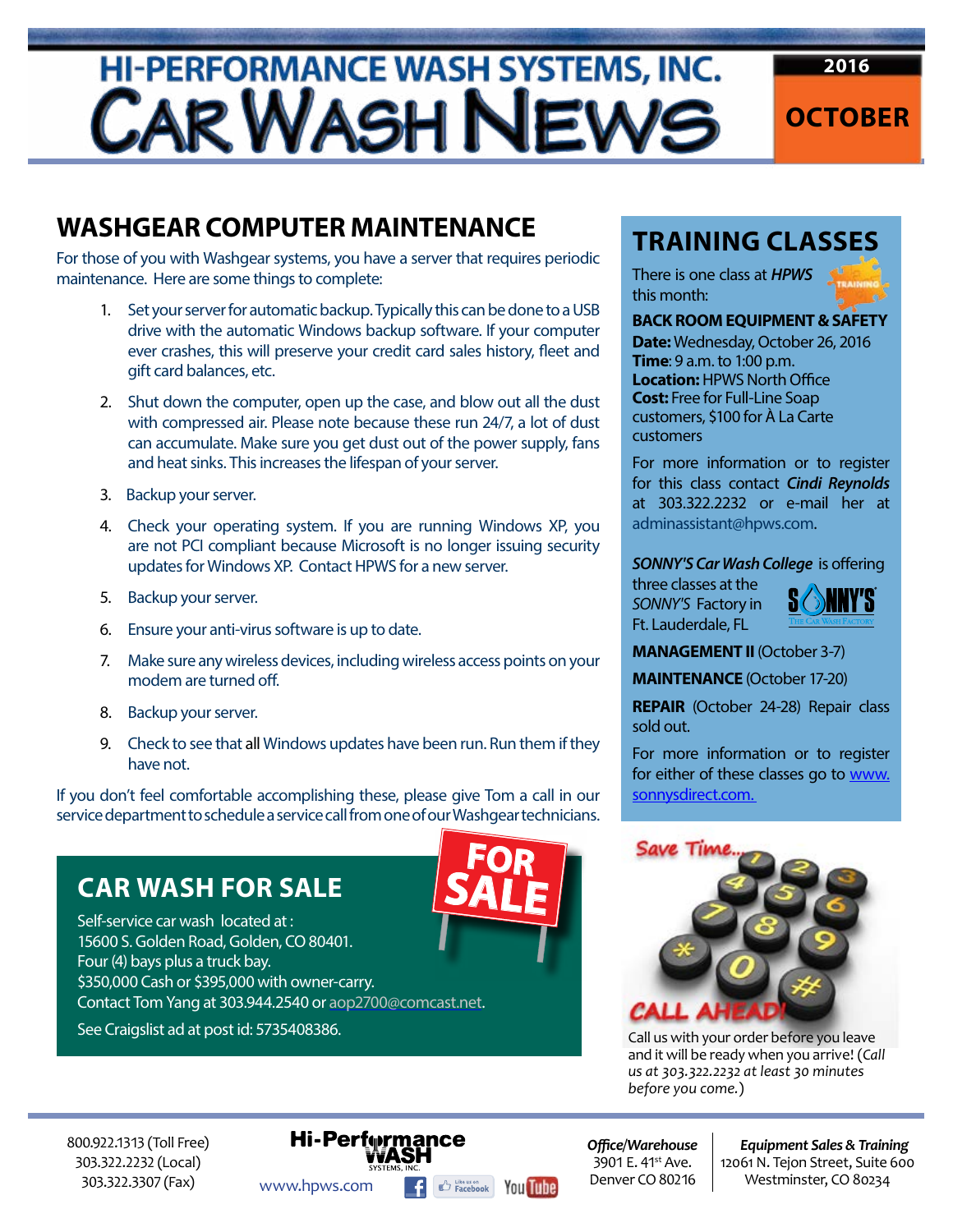# HI-PERFORMANCE WASH SYSTEMS, INC.
# CAR WASH NEWS

**2016**
**OCTOBER**

## WASHGEAR COMPUTER MAINTENANCE

For those of you with Washgear systems, you have a server that requires periodic maintenance. Here are some things to complete:

1. Set your server for automatic backup. Typically this can be done to a USB drive with the automatic Windows backup software. If your computer ever crashes, this will preserve your credit card sales history, fleet and gift card balances, etc.
2. Shut down the computer, open up the case, and blow out all the dust with compressed air. Please note because these run 24/7, a lot of dust can accumulate. Make sure you get dust out of the power supply, fans and heat sinks. This increases the lifespan of your server.
3. Backup your server.
4. Check your operating system. If you are running Windows XP, you are not PCI compliant because Microsoft is no longer issuing security updates for Windows XP. Contact HPWS for a new server.
5. Backup your server.
6. Ensure your anti-virus software is up to date.
7. Make sure any wireless devices, including wireless access points on your modem are turned off.
8. Backup your server.
9. Check to see that all Windows updates have been run. Run them if they have not.

If you don't feel comfortable accomplishing these, please give Tom a call in our service department to schedule a service call from one of our Washgear technicians.

## CAR WASH FOR SALE

FOR SALE

Self-service car wash located at :
15600 S. Golden Road, Golden, CO 80401.
Four (4) bays plus a truck bay.
$350,000 Cash or $395,000 with owner-carry.
Contact Tom Yang at 303.944.2540 or aop2700@comcast.net.

See Craigslist ad at post id: 5735408386.

## TRAINING CLASSES

There is one class at ***HPWS*** this month:

**BACK ROOM EQUIPMENT & SAFETY**
**Date:** Wednesday, October 26, 2016
**Time**: 9 a.m. to 1:00 p.m.
**Location:** HPWS North Office
**Cost:** Free for Full-Line Soap customers, $100 for À La Carte customers

For more information or to register for this class contact ***Cindi Reynolds*** at 303.322.2232 or e-mail her at adminassistant@hpws.com.

***SONNY'S Car Wash College*** is offering three classes at the *SONNY'S* Factory in Ft. Lauderdale, FL

**MANAGEMENT II** (October 3-7)

**MAINTENANCE** (October 17-20)

**REPAIR** (October 24-28) Repair class sold out.

For more information or to register for either of these classes go to www.sonnysdirect.com.

Save Time... CALL AHEAD!

Call us with your order before you leave and it will be ready when you arrive! (*Call us at 303.322.2232 at least 30 minutes before you come.*)

800.922.1313 (Toll Free)
303.322.2232 (Local)
303.322.3307 (Fax)

Hi-Performance WASH SYSTEMS, INC.
www.hpws.com

***Office/Warehouse***
3901 E. 41st Ave.
Denver CO 80216

***Equipment Sales & Training***
12061 N. Tejon Street, Suite 600
Westminster, CO 80234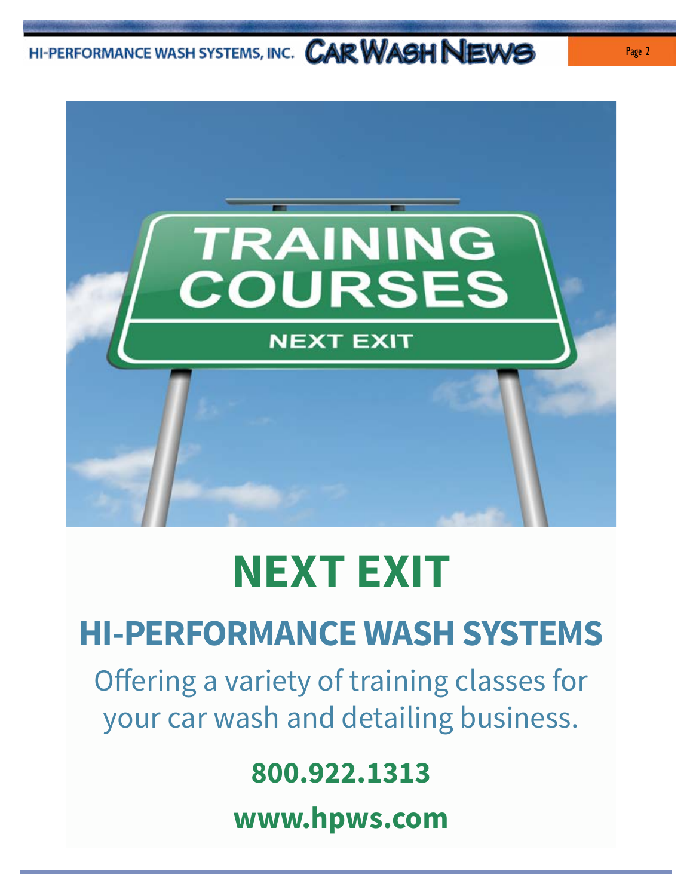# NEXT EXIT

## HI-PERFORMANCE WASH SYSTEMS

Offering a variety of training classes for your car wash and detailing business.

**800.922.1313**

**www.hpws.com**